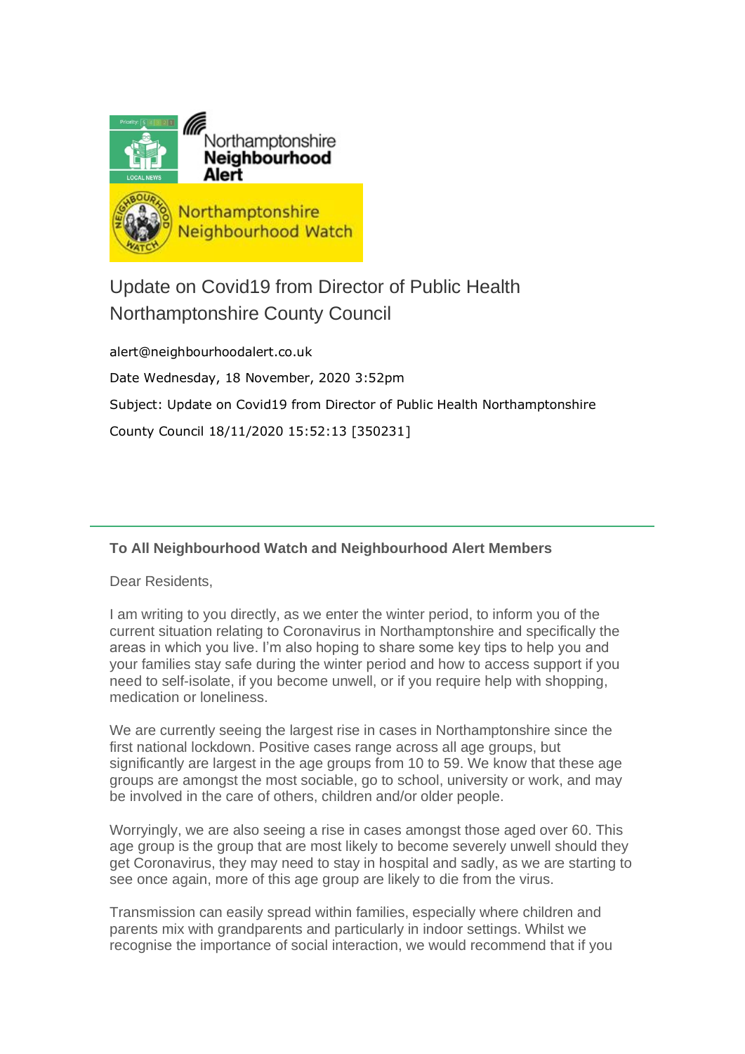Northamptonshire Neighbourhood Alert

Northamptonshire Neighbourhood Watch

# Update on Covid19 from Director of Public Health Northamptonshire County Council

alert@neighbourhoodalert.co.uk

Date Wednesday, 18 November, 2020 3:52pm

Subject: Update on Covid19 from Director of Public Health Northamptonshire County Council 18/11/2020 15:52:13 [350231]

---

**To All Neighbourhood Watch and Neighbourhood Alert Members**

Dear Residents,

I am writing to you directly, as we enter the winter period, to inform you of the current situation relating to Coronavirus in Northamptonshire and specifically the areas in which you live. I'm also hoping to share some key tips to help you and your families stay safe during the winter period and how to access support if you need to self-isolate, if you become unwell, or if you require help with shopping, medication or loneliness.

We are currently seeing the largest rise in cases in Northamptonshire since the first national lockdown. Positive cases range across all age groups, but significantly are largest in the age groups from 10 to 59. We know that these age groups are amongst the most sociable, go to school, university or work, and may be involved in the care of others, children and/or older people.

Worryingly, we are also seeing a rise in cases amongst those aged over 60. This age group is the group that are most likely to become severely unwell should they get Coronavirus, they may need to stay in hospital and sadly, as we are starting to see once again, more of this age group are likely to die from the virus.

Transmission can easily spread within families, especially where children and parents mix with grandparents and particularly in indoor settings. Whilst we recognise the importance of social interaction, we would recommend that if you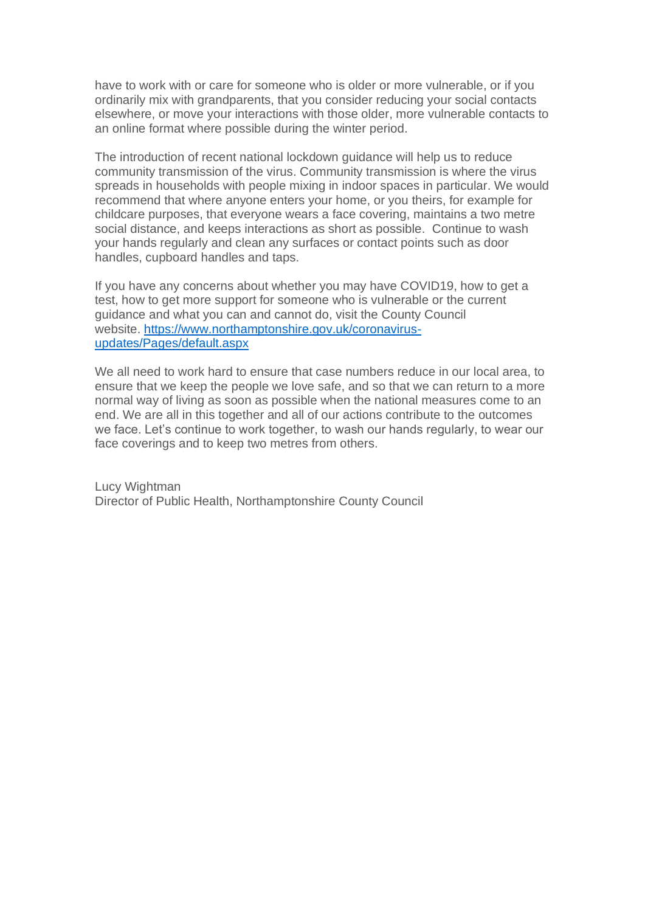have to work with or care for someone who is older or more vulnerable, or if you ordinarily mix with grandparents, that you consider reducing your social contacts elsewhere, or move your interactions with those older, more vulnerable contacts to an online format where possible during the winter period.

The introduction of recent national lockdown guidance will help us to reduce community transmission of the virus. Community transmission is where the virus spreads in households with people mixing in indoor spaces in particular. We would recommend that where anyone enters your home, or you theirs, for example for childcare purposes, that everyone wears a face covering, maintains a two metre social distance, and keeps interactions as short as possible. Continue to wash your hands regularly and clean any surfaces or contact points such as door handles, cupboard handles and taps.

If you have any concerns about whether you may have COVID19, how to get a test, how to get more support for someone who is vulnerable or the current guidance and what you can and cannot do, visit the County Council website. [https://www.northamptonshire.gov.uk/coronavirus-updates/Pages/default.aspx](https://www.northamptonshire.gov.uk/coronavirus-updates/Pages/default.aspx)

We all need to work hard to ensure that case numbers reduce in our local area, to ensure that we keep the people we love safe, and so that we can return to a more normal way of living as soon as possible when the national measures come to an end. We are all in this together and all of our actions contribute to the outcomes we face. Let's continue to work together, to wash our hands regularly, to wear our face coverings and to keep two metres from others.

Lucy Wightman
Director of Public Health, Northamptonshire County Council